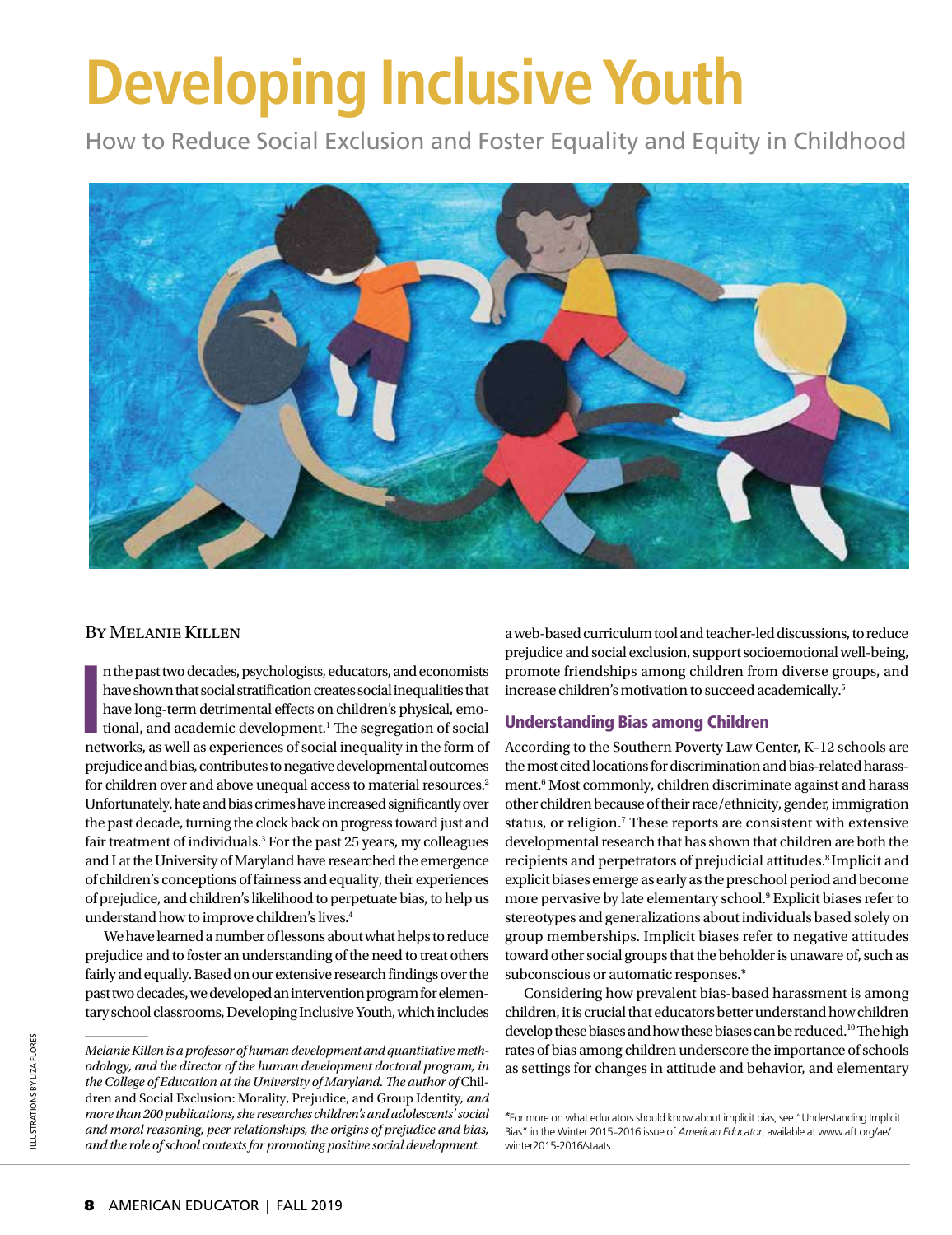# Developing Inclusive Youth

How to Reduce Social Exclusion and Foster Equality and Equity in Childhood

By Melanie Killen

In the past two decades, psychologists, educators, and economists have shown that social stratification creates social inequalities that have long-term detrimental effects on children's physical, emotional, and academic development.[1] The segregation of social networks, as well as experiences of social inequality in the form of prejudice and bias, contributes to negative developmental outcomes for children over and above unequal access to material resources.[2] Unfortunately, hate and bias crimes have increased significantly over the past decade, turning the clock back on progress toward just and fair treatment of individuals.[3] For the past 25 years, my colleagues and I at the University of Maryland have researched the emergence of children's conceptions of fairness and equality, their experiences of prejudice, and children's likelihood to perpetuate bias, to help us understand how to improve children's lives.[4]

We have learned a number of lessons about what helps to reduce prejudice and to foster an understanding of the need to treat others fairly and equally. Based on our extensive research findings over the past two decades, we developed an intervention program for elementary school classrooms, Developing Inclusive Youth, which includes a web-based curriculum tool and teacher-led discussions, to reduce prejudice and social exclusion, support socioemotional well-being, promote friendships among children from diverse groups, and increase children's motivation to succeed academically.[5]

*Melanie Killen is a professor of human development and quantitative methodology, and the director of the human development doctoral program, in the College of Education at the University of Maryland. The author of* Children and Social Exclusion: Morality, Prejudice, and Group Identity, *and more than 200 publications, she researches children's and adolescents' social and moral reasoning, peer relationships, the origins of prejudice and bias, and the role of school contexts for promoting positive social development.*

## Understanding Bias among Children

According to the Southern Poverty Law Center, K–12 schools are the most cited locations for discrimination and bias-related harassment.[6] Most commonly, children discriminate against and harass other children because of their race/ethnicity, gender, immigration status, or religion.[7] These reports are consistent with extensive developmental research that has shown that children are both the recipients and perpetrators of prejudicial attitudes.[8] Implicit and explicit biases emerge as early as the preschool period and become more pervasive by late elementary school.[9] Explicit biases refer to stereotypes and generalizations about individuals based solely on group memberships. Implicit biases refer to negative attitudes toward other social groups that the beholder is unaware of, such as subconscious or automatic responses.*

Considering how prevalent bias-based harassment is among children, it is crucial that educators better understand how children develop these biases and how these biases can be reduced.[10] The high rates of bias among children underscore the importance of schools as settings for changes in attitude and behavior, and elementary

*For more on what educators should know about implicit bias, see "Understanding Implicit Bias" in the Winter 2015–2016 issue of *American Educator*, available at www.aft.org/ae/winter2015-2016/staats.

ILLUSTRATIONS BY LIZA FLORES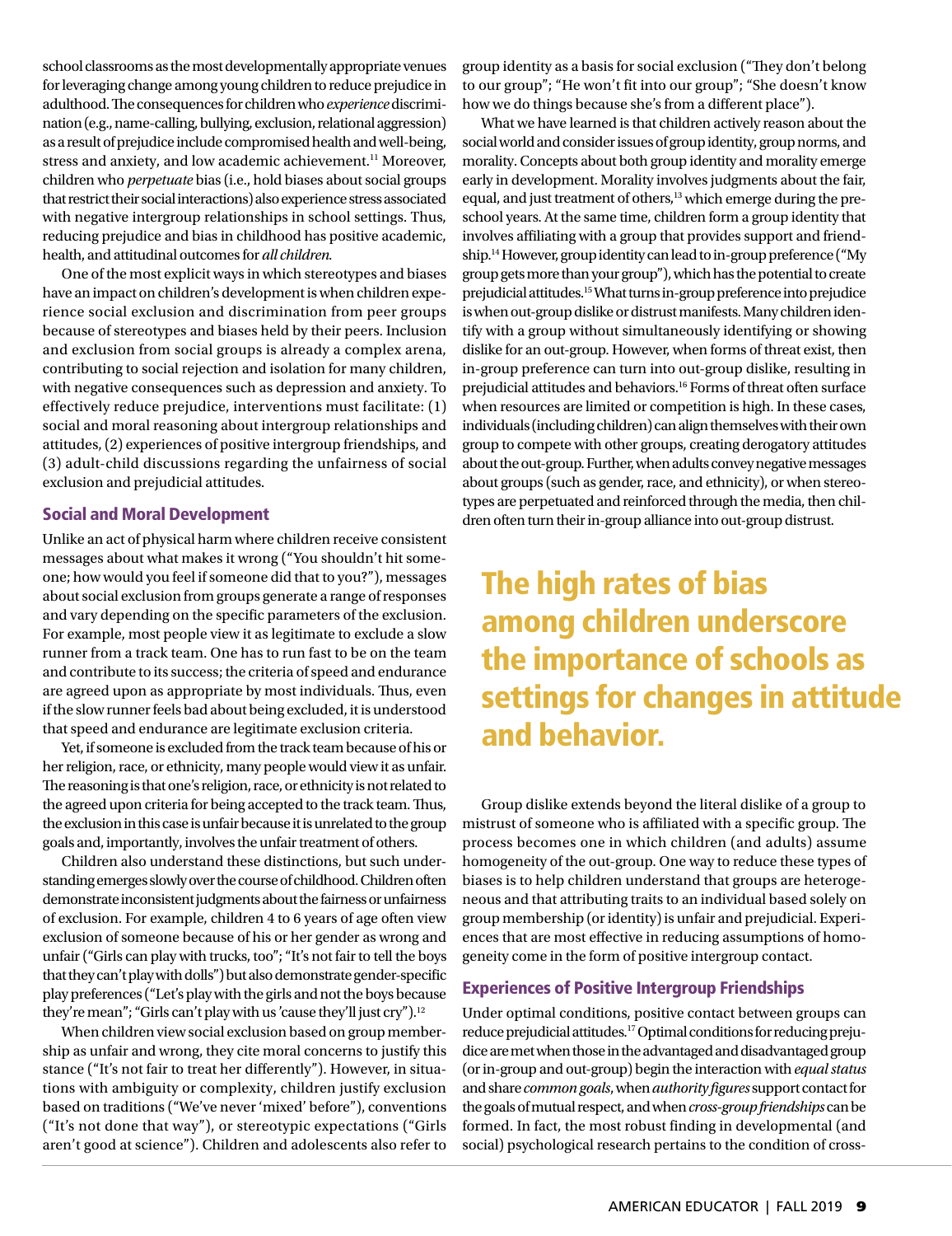school classrooms as the most developmentally appropriate venues for leveraging change among young children to reduce prejudice in adulthood. The consequences for children who *experience* discrimination (e.g., name-calling, bullying, exclusion, relational aggression) as a result of prejudice include compromised health and well-being, stress and anxiety, and low academic achievement.[11] Moreover, children who *perpetuate* bias (i.e., hold biases about social groups that restrict their social interactions) also experience stress associated with negative intergroup relationships in school settings. Thus, reducing prejudice and bias in childhood has positive academic, health, and attitudinal outcomes for *all children*.

One of the most explicit ways in which stereotypes and biases have an impact on children's development is when children experience social exclusion and discrimination from peer groups because of stereotypes and biases held by their peers. Inclusion and exclusion from social groups is already a complex arena, contributing to social rejection and isolation for many children, with negative consequences such as depression and anxiety. To effectively reduce prejudice, interventions must facilitate: (1) social and moral reasoning about intergroup relationships and attitudes, (2) experiences of positive intergroup friendships, and (3) adult-child discussions regarding the unfairness of social exclusion and prejudicial attitudes.

## Social and Moral Development

Unlike an act of physical harm where children receive consistent messages about what makes it wrong ("You shouldn't hit someone; how would you feel if someone did that to you?"), messages about social exclusion from groups generate a range of responses and vary depending on the specific parameters of the exclusion. For example, most people view it as legitimate to exclude a slow runner from a track team. One has to run fast to be on the team and contribute to its success; the criteria of speed and endurance are agreed upon as appropriate by most individuals. Thus, even if the slow runner feels bad about being excluded, it is understood that speed and endurance are legitimate exclusion criteria.

Yet, if someone is excluded from the track team because of his or her religion, race, or ethnicity, many people would view it as unfair. The reasoning is that one's religion, race, or ethnicity is not related to the agreed upon criteria for being accepted to the track team. Thus, the exclusion in this case is unfair because it is unrelated to the group goals and, importantly, involves the unfair treatment of others.

Children also understand these distinctions, but such understanding emerges slowly over the course of childhood. Children often demonstrate inconsistent judgments about the fairness or unfairness of exclusion. For example, children 4 to 6 years of age often view exclusion of someone because of his or her gender as wrong and unfair ("Girls can play with trucks, too"; "It's not fair to tell the boys that they can't play with dolls") but also demonstrate gender-specific play preferences ("Let's play with the girls and not the boys because they're mean"; "Girls can't play with us 'cause they'll just cry").[12]

When children view social exclusion based on group membership as unfair and wrong, they cite moral concerns to justify this stance ("It's not fair to treat her differently"). However, in situations with ambiguity or complexity, children justify exclusion based on traditions ("We've never 'mixed' before"), conventions ("It's not done that way"), or stereotypic expectations ("Girls aren't good at science"). Children and adolescents also refer to group identity as a basis for social exclusion ("They don't belong to our group"; "He won't fit into our group"; "She doesn't know how we do things because she's from a different place").

What we have learned is that children actively reason about the social world and consider issues of group identity, group norms, and morality. Concepts about both group identity and morality emerge early in development. Morality involves judgments about the fair, equal, and just treatment of others,[13] which emerge during the preschool years. At the same time, children form a group identity that involves affiliating with a group that provides support and friendship.[14] However, group identity can lead to in-group preference ("My group gets more than your group"), which has the potential to create prejudicial attitudes.[15] What turns in-group preference into prejudice is when out-group dislike or distrust manifests. Many children identify with a group without simultaneously identifying or showing dislike for an out-group. However, when forms of threat exist, then in-group preference can turn into out-group dislike, resulting in prejudicial attitudes and behaviors.[16] Forms of threat often surface when resources are limited or competition is high. In these cases, individuals (including children) can align themselves with their own group to compete with other groups, creating derogatory attitudes about the out-group. Further, when adults convey negative messages about groups (such as gender, race, and ethnicity), or when stereotypes are perpetuated and reinforced through the media, then children often turn their in-group alliance into out-group distrust.

**The high rates of bias among children underscore the importance of schools as settings for changes in attitude and behavior.**

Group dislike extends beyond the literal dislike of a group to mistrust of someone who is affiliated with a specific group. The process becomes one in which children (and adults) assume homogeneity of the out-group. One way to reduce these types of biases is to help children understand that groups are heterogeneous and that attributing traits to an individual based solely on group membership (or identity) is unfair and prejudicial. Experiences that are most effective in reducing assumptions of homogeneity come in the form of positive intergroup contact.

## Experiences of Positive Intergroup Friendships

Under optimal conditions, positive contact between groups can reduce prejudicial attitudes.[17] Optimal conditions for reducing prejudice are met when those in the advantaged and disadvantaged group (or in-group and out-group) begin the interaction with *equal status* and share *common goals*, when *authority figures* support contact for the goals of mutual respect, and when *cross-group friendships* can be formed. In fact, the most robust finding in developmental (and social) psychological research pertains to the condition of cross-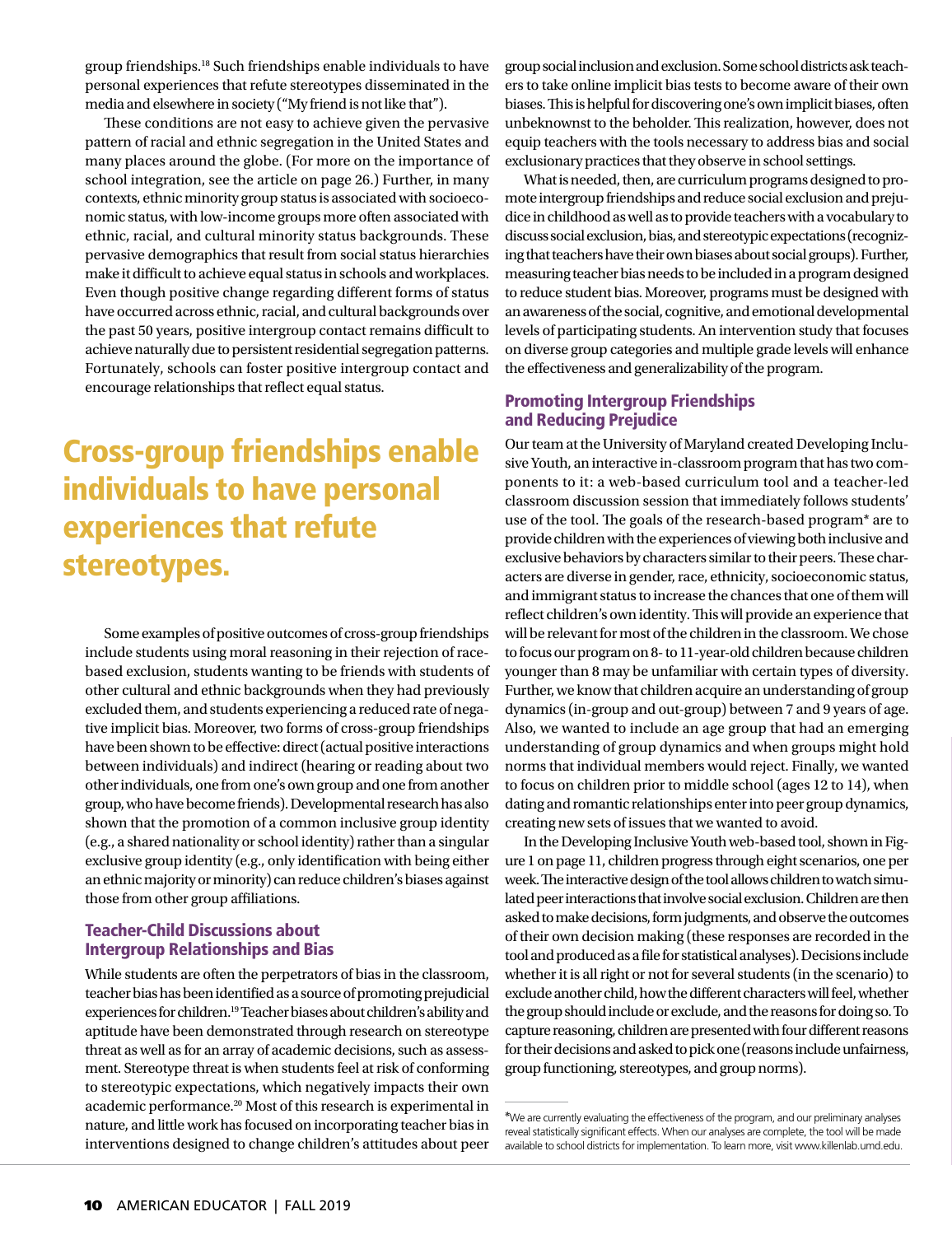group friendships.[18] Such friendships enable individuals to have personal experiences that refute stereotypes disseminated in the media and elsewhere in society ("My friend is not like that").

These conditions are not easy to achieve given the pervasive pattern of racial and ethnic segregation in the United States and many places around the globe. (For more on the importance of school integration, see the article on page 26.) Further, in many contexts, ethnic minority group status is associated with socioeconomic status, with low-income groups more often associated with ethnic, racial, and cultural minority status backgrounds. These pervasive demographics that result from social status hierarchies make it difficult to achieve equal status in schools and workplaces. Even though positive change regarding different forms of status have occurred across ethnic, racial, and cultural backgrounds over the past 50 years, positive intergroup contact remains difficult to achieve naturally due to persistent residential segregation patterns. Fortunately, schools can foster positive intergroup contact and encourage relationships that reflect equal status.

**Cross-group friendships enable individuals to have personal experiences that refute stereotypes.**

Some examples of positive outcomes of cross-group friendships include students using moral reasoning in their rejection of race-based exclusion, students wanting to be friends with students of other cultural and ethnic backgrounds when they had previously excluded them, and students experiencing a reduced rate of negative implicit bias. Moreover, two forms of cross-group friendships have been shown to be effective: direct (actual positive interactions between individuals) and indirect (hearing or reading about two other individuals, one from one's own group and one from another group, who have become friends). Developmental research has also shown that the promotion of a common inclusive group identity (e.g., a shared nationality or school identity) rather than a singular exclusive group identity (e.g., only identification with being either an ethnic majority or minority) can reduce children's biases against those from other group affiliations.

### Teacher-Child Discussions about Intergroup Relationships and Bias

While students are often the perpetrators of bias in the classroom, teacher bias has been identified as a source of promoting prejudicial experiences for children.[19] Teacher biases about children's ability and aptitude have been demonstrated through research on stereotype threat as well as for an array of academic decisions, such as assessment. Stereotype threat is when students feel at risk of conforming to stereotypic expectations, which negatively impacts their own academic performance.[20] Most of this research is experimental in nature, and little work has focused on incorporating teacher bias in interventions designed to change children's attitudes about peer group social inclusion and exclusion. Some school districts ask teachers to take online implicit bias tests to become aware of their own biases. This is helpful for discovering one's own implicit biases, often unbeknownst to the beholder. This realization, however, does not equip teachers with the tools necessary to address bias and social exclusionary practices that they observe in school settings.

What is needed, then, are curriculum programs designed to promote intergroup friendships and reduce social exclusion and prejudice in childhood as well as to provide teachers with a vocabulary to discuss social exclusion, bias, and stereotypic expectations (recognizing that teachers have their own biases about social groups). Further, measuring teacher bias needs to be included in a program designed to reduce student bias. Moreover, programs must be designed with an awareness of the social, cognitive, and emotional developmental levels of participating students. An intervention study that focuses on diverse group categories and multiple grade levels will enhance the effectiveness and generalizability of the program.

### Promoting Intergroup Friendships and Reducing Prejudice

Our team at the University of Maryland created Developing Inclusive Youth, an interactive in-classroom program that has two components to it: a web-based curriculum tool and a teacher-led classroom discussion session that immediately follows students' use of the tool. The goals of the research-based program* are to provide children with the experiences of viewing both inclusive and exclusive behaviors by characters similar to their peers. These characters are diverse in gender, race, ethnicity, socioeconomic status, and immigrant status to increase the chances that one of them will reflect children's own identity. This will provide an experience that will be relevant for most of the children in the classroom. We chose to focus our program on 8- to 11-year-old children because children younger than 8 may be unfamiliar with certain types of diversity. Further, we know that children acquire an understanding of group dynamics (in-group and out-group) between 7 and 9 years of age. Also, we wanted to include an age group that had an emerging understanding of group dynamics and when groups might hold norms that individual members would reject. Finally, we wanted to focus on children prior to middle school (ages 12 to 14), when dating and romantic relationships enter into peer group dynamics, creating new sets of issues that we wanted to avoid.

In the Developing Inclusive Youth web-based tool, shown in Figure 1 on page 11, children progress through eight scenarios, one per week. The interactive design of the tool allows children to watch simulated peer interactions that involve social exclusion. Children are then asked to make decisions, form judgments, and observe the outcomes of their own decision making (these responses are recorded in the tool and produced as a file for statistical analyses). Decisions include whether it is all right or not for several students (in the scenario) to exclude another child, how the different characters will feel, whether the group should include or exclude, and the reasons for doing so. To capture reasoning, children are presented with four different reasons for their decisions and asked to pick one (reasons include unfairness, group functioning, stereotypes, and group norms).

*We are currently evaluating the effectiveness of the program, and our preliminary analyses reveal statistically significant effects. When our analyses are complete, the tool will be made available to school districts for implementation. To learn more, visit www.killenlab.umd.edu.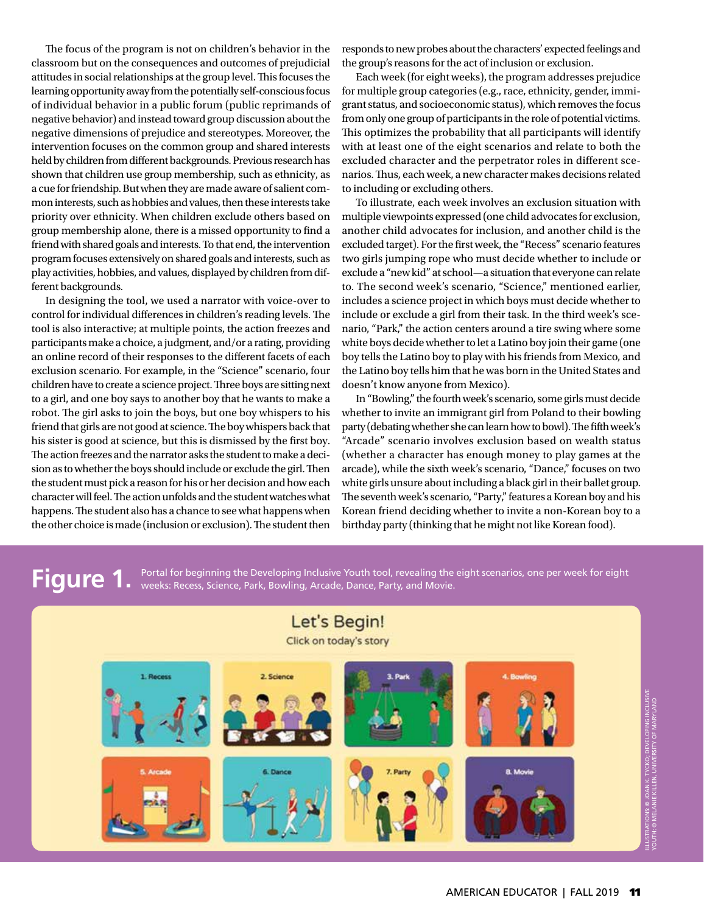The focus of the program is not on children's behavior in the classroom but on the consequences and outcomes of prejudicial attitudes in social relationships at the group level. This focuses the learning opportunity away from the potentially self-conscious focus of individual behavior in a public forum (public reprimands of negative behavior) and instead toward group discussion about the negative dimensions of prejudice and stereotypes. Moreover, the intervention focuses on the common group and shared interests held by children from different backgrounds. Previous research has shown that children use group membership, such as ethnicity, as a cue for friendship. But when they are made aware of salient common interests, such as hobbies and values, then these interests take priority over ethnicity. When children exclude others based on group membership alone, there is a missed opportunity to find a friend with shared goals and interests. To that end, the intervention program focuses extensively on shared goals and interests, such as play activities, hobbies, and values, displayed by children from different backgrounds.

In designing the tool, we used a narrator with voice-over to control for individual differences in children's reading levels. The tool is also interactive; at multiple points, the action freezes and participants make a choice, a judgment, and/or a rating, providing an online record of their responses to the different facets of each exclusion scenario. For example, in the "Science" scenario, four children have to create a science project. Three boys are sitting next to a girl, and one boy says to another boy that he wants to make a robot. The girl asks to join the boys, but one boy whispers to his friend that girls are not good at science. The boy whispers back that his sister is good at science, but this is dismissed by the first boy. The action freezes and the narrator asks the student to make a decision as to whether the boys should include or exclude the girl. Then the student must pick a reason for his or her decision and how each character will feel. The action unfolds and the student watches what happens. The student also has a chance to see what happens when the other choice is made (inclusion or exclusion). The student then responds to new probes about the characters' expected feelings and the group's reasons for the act of inclusion or exclusion.

Each week (for eight weeks), the program addresses prejudice for multiple group categories (e.g., race, ethnicity, gender, immigrant status, and socioeconomic status), which removes the focus from only one group of participants in the role of potential victims. This optimizes the probability that all participants will identify with at least one of the eight scenarios and relate to both the excluded character and the perpetrator roles in different scenarios. Thus, each week, a new character makes decisions related to including or excluding others.

To illustrate, each week involves an exclusion situation with multiple viewpoints expressed (one child advocates for exclusion, another child advocates for inclusion, and another child is the excluded target). For the first week, the "Recess" scenario features two girls jumping rope who must decide whether to include or exclude a "new kid" at school—a situation that everyone can relate to. The second week's scenario, "Science," mentioned earlier, includes a science project in which boys must decide whether to include or exclude a girl from their task. In the third week's scenario, "Park," the action centers around a tire swing where some white boys decide whether to let a Latino boy join their game (one boy tells the Latino boy to play with his friends from Mexico, and the Latino boy tells him that he was born in the United States and doesn't know anyone from Mexico).

In "Bowling," the fourth week's scenario, some girls must decide whether to invite an immigrant girl from Poland to their bowling party (debating whether she can learn how to bowl). The fifth week's "Arcade" scenario involves exclusion based on wealth status (whether a character has enough money to play games at the arcade), while the sixth week's scenario, "Dance," focuses on two white girls unsure about including a black girl in their ballet group. The seventh week's scenario, "Party," features a Korean boy and his Korean friend deciding whether to invite a non-Korean boy to a birthday party (thinking that he might not like Korean food).

**Figure 1.** Portal for beginning the Developing Inclusive Youth tool, revealing the eight scenarios, one per week for eight weeks: Recess, Science, Park, Bowling, Arcade, Dance, Party, and Movie.

ILLUSTRATIONS © JOAN K. TYCKO; DEVELOPING INCLUSIVE YOUTH: © MELANIE KILLEN, UNIVERSITY OF MARYLAND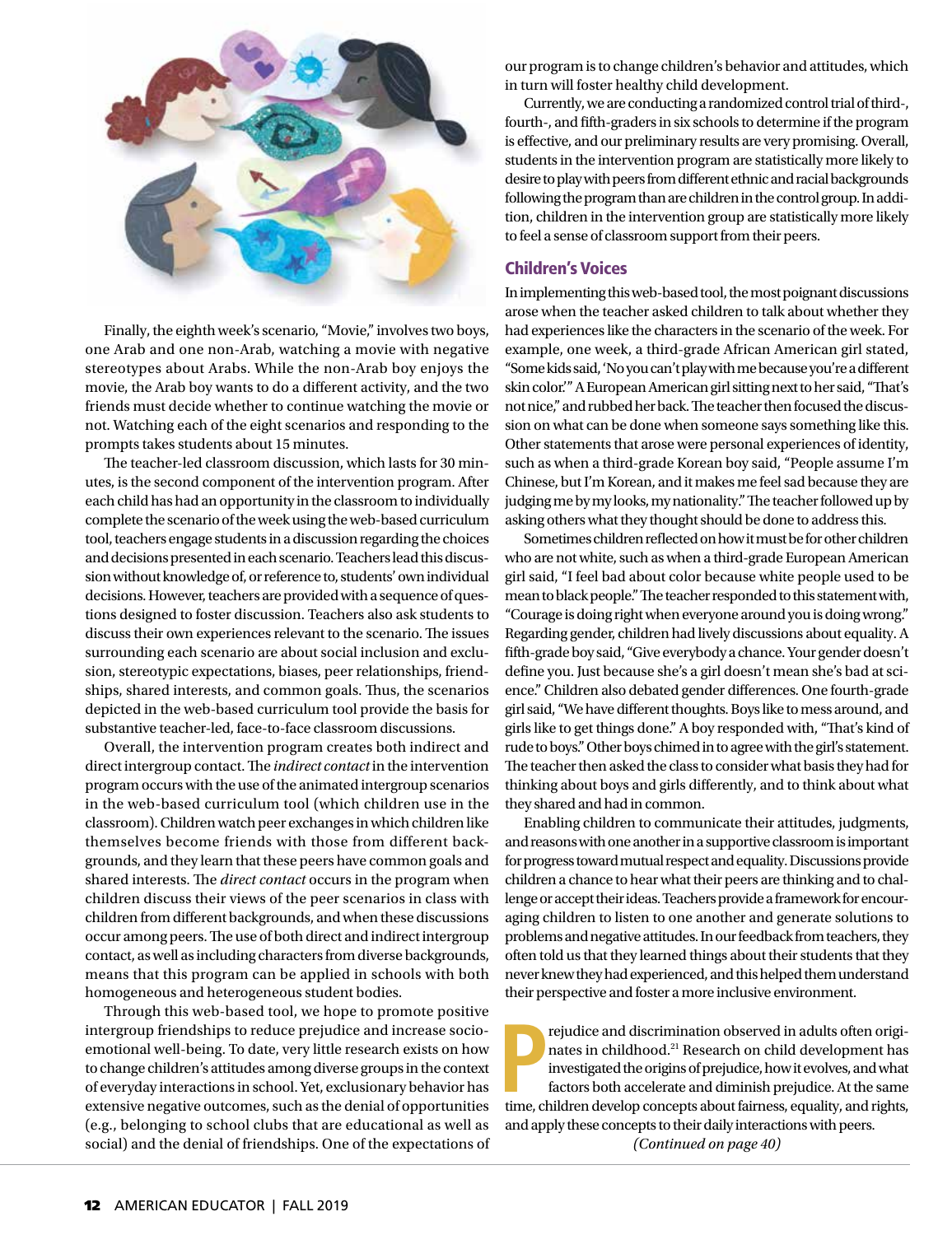Finally, the eighth week's scenario, "Movie," involves two boys, one Arab and one non-Arab, watching a movie with negative stereotypes about Arabs. While the non-Arab boy enjoys the movie, the Arab boy wants to do a different activity, and the two friends must decide whether to continue watching the movie or not. Watching each of the eight scenarios and responding to the prompts takes students about 15 minutes.

The teacher-led classroom discussion, which lasts for 30 minutes, is the second component of the intervention program. After each child has had an opportunity in the classroom to individually complete the scenario of the week using the web-based curriculum tool, teachers engage students in a discussion regarding the choices and decisions presented in each scenario. Teachers lead this discussion without knowledge of, or reference to, students' own individual decisions. However, teachers are provided with a sequence of questions designed to foster discussion. Teachers also ask students to discuss their own experiences relevant to the scenario. The issues surrounding each scenario are about social inclusion and exclusion, stereotypic expectations, biases, peer relationships, friendships, shared interests, and common goals. Thus, the scenarios depicted in the web-based curriculum tool provide the basis for substantive teacher-led, face-to-face classroom discussions.

Overall, the intervention program creates both indirect and direct intergroup contact. The *indirect contact* in the intervention program occurs with the use of the animated intergroup scenarios in the web-based curriculum tool (which children use in the classroom). Children watch peer exchanges in which children like themselves become friends with those from different backgrounds, and they learn that these peers have common goals and shared interests. The *direct contact* occurs in the program when children discuss their views of the peer scenarios in class with children from different backgrounds, and when these discussions occur among peers. The use of both direct and indirect intergroup contact, as well as including characters from diverse backgrounds, means that this program can be applied in schools with both homogeneous and heterogeneous student bodies.

Through this web-based tool, we hope to promote positive intergroup friendships to reduce prejudice and increase socio-emotional well-being. To date, very little research exists on how to change children's attitudes among diverse groups in the context of everyday interactions in school. Yet, exclusionary behavior has extensive negative outcomes, such as the denial of opportunities (e.g., belonging to school clubs that are educational as well as social) and the denial of friendships. One of the expectations of our program is to change children's behavior and attitudes, which in turn will foster healthy child development.

Currently, we are conducting a randomized control trial of third-, fourth-, and fifth-graders in six schools to determine if the program is effective, and our preliminary results are very promising. Overall, students in the intervention program are statistically more likely to desire to play with peers from different ethnic and racial backgrounds following the program than are children in the control group. In addition, children in the intervention group are statistically more likely to feel a sense of classroom support from their peers.

## Children's Voices

In implementing this web-based tool, the most poignant discussions arose when the teacher asked children to talk about whether they had experiences like the characters in the scenario of the week. For example, one week, a third-grade African American girl stated, "Some kids said, 'No you can't play with me because you're a different skin color.'" A European American girl sitting next to her said, "That's not nice," and rubbed her back. The teacher then focused the discussion on what can be done when someone says something like this. Other statements that arose were personal experiences of identity, such as when a third-grade Korean boy said, "People assume I'm Chinese, but I'm Korean, and it makes me feel sad because they are judging me by my looks, my nationality." The teacher followed up by asking others what they thought should be done to address this.

Sometimes children reflected on how it must be for other children who are not white, such as when a third-grade European American girl said, "I feel bad about color because white people used to be mean to black people." The teacher responded to this statement with, "Courage is doing right when everyone around you is doing wrong." Regarding gender, children had lively discussions about equality. A fifth-grade boy said, "Give everybody a chance. Your gender doesn't define you. Just because she's a girl doesn't mean she's bad at science." Children also debated gender differences. One fourth-grade girl said, "We have different thoughts. Boys like to mess around, and girls like to get things done." A boy responded with, "That's kind of rude to boys." Other boys chimed in to agree with the girl's statement. The teacher then asked the class to consider what basis they had for thinking about boys and girls differently, and to think about what they shared and had in common.

Enabling children to communicate their attitudes, judgments, and reasons with one another in a supportive classroom is important for progress toward mutual respect and equality. Discussions provide children a chance to hear what their peers are thinking and to challenge or accept their ideas. Teachers provide a framework for encouraging children to listen to one another and generate solutions to problems and negative attitudes. In our feedback from teachers, they often told us that they learned things about their students that they never knew they had experienced, and this helped them understand their perspective and foster a more inclusive environment.

Prejudice and discrimination observed in adults often originates in childhood.[21] Research on child development has investigated the origins of prejudice, how it evolves, and what factors both accelerate and diminish prejudice. At the same time, children develop concepts about fairness, equality, and rights, and apply these concepts to their daily interactions with peers.

*(Continued on page 40)*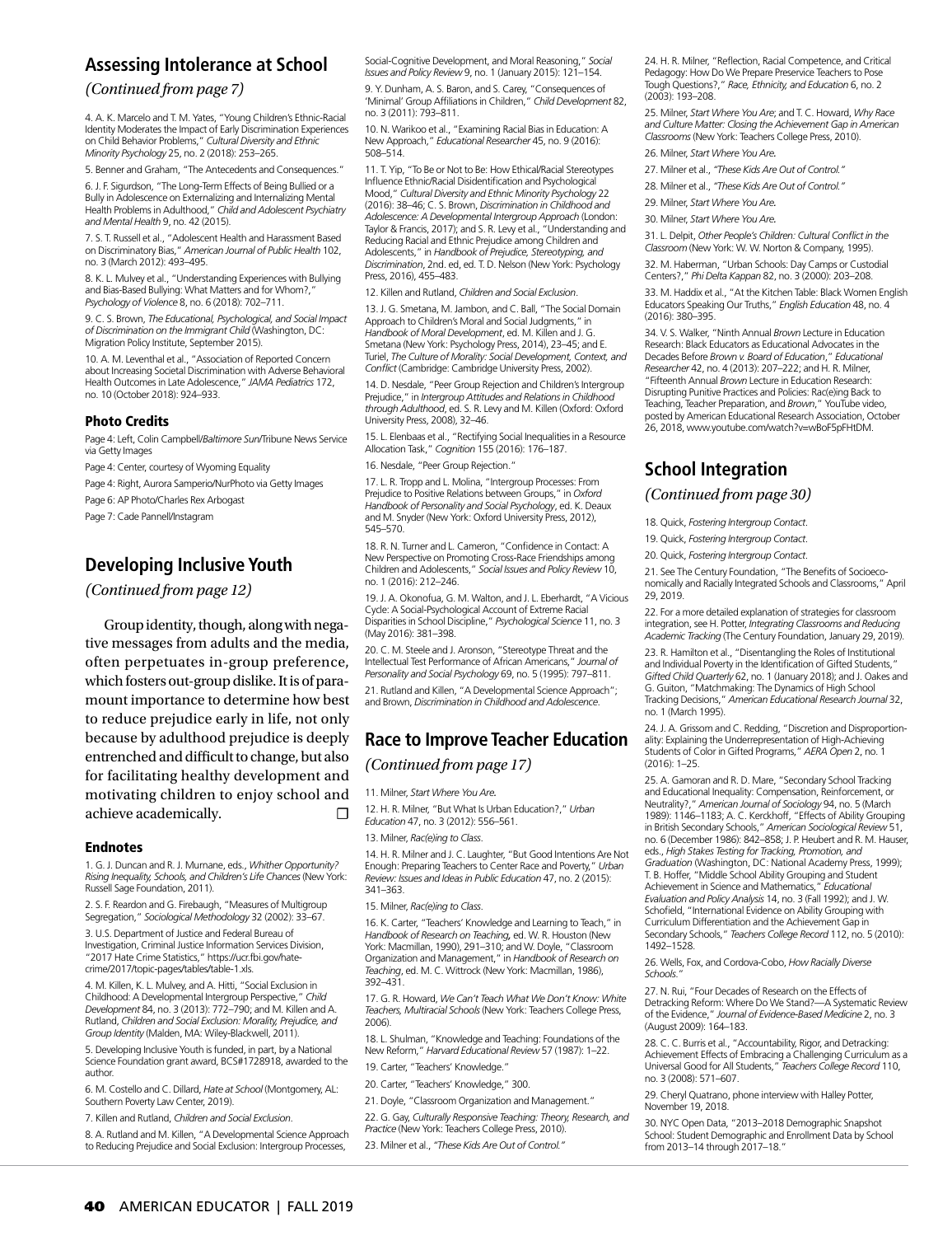## Assessing Intolerance at School

*(Continued from page 7)*

4. A. K. Marcelo and T. M. Yates, "Young Children's Ethnic-Racial Identity Moderates the Impact of Early Discrimination Experiences on Child Behavior Problems," *Cultural Diversity and Ethnic Minority Psychology* 25, no. 2 (2018): 253–265.

5. Benner and Graham, "The Antecedents and Consequences."

6. J. F. Sigurdson, "The Long-Term Effects of Being Bullied or a Bully in Adolescence on Externalizing and Internalizing Mental Health Problems in Adulthood," *Child and Adolescent Psychiatry and Mental Health* 9, no. 42 (2015).

7. S. T. Russell et al., "Adolescent Health and Harassment Based on Discriminatory Bias," *American Journal of Public Health* 102, no. 3 (March 2012): 493–495.

8. K. L. Mulvey et al., "Understanding Experiences with Bullying and Bias-Based Bullying: What Matters and for Whom?," *Psychology of Violence* 8, no. 6 (2018): 702–711.

9. C. S. Brown, *The Educational, Psychological, and Social Impact of Discrimination on the Immigrant Child* (Washington, DC: Migration Policy Institute, September 2015).

10. A. M. Leventhal et al., "Association of Reported Concern about Increasing Societal Discrimination with Adverse Behavioral Health Outcomes in Late Adolescence," *JAMA Pediatrics* 172, no. 10 (October 2018): 924–933.

### Photo Credits

Page 4: Left, Colin Campbell/*Baltimore Sun*/Tribune News Service via Getty Images

Page 4: Center, courtesy of Wyoming Equality

Page 4: Right, Aurora Samperio/NurPhoto via Getty Images

Page 6: AP Photo/Charles Rex Arbogast

Page 7: Cade Pannell/Instagram

## Developing Inclusive Youth

*(Continued from page 12)*

Group identity, though, along with negative messages from adults and the media, often perpetuates in-group preference, which fosters out-group dislike. It is of paramount importance to determine how best to reduce prejudice early in life, not only because by adulthood prejudice is deeply entrenched and difficult to change, but also for facilitating healthy development and motivating children to enjoy school and achieve academically. □

### Endnotes

1. G. J. Duncan and R. J. Murnane, eds., *Whither Opportunity? Rising Inequality, Schools, and Children's Life Chances* (New York: Russell Sage Foundation, 2011).

2. S. F. Reardon and G. Firebaugh, "Measures of Multigroup Segregation," *Sociological Methodology* 32 (2002): 33–67.

3. U.S. Department of Justice and Federal Bureau of Investigation, Criminal Justice Information Services Division, "2017 Hate Crime Statistics," https://ucr.fbi.gov/hate-crime/2017/topic-pages/tables/table-1.xls.

4. M. Killen, K. L. Mulvey, and A. Hitti, "Social Exclusion in Childhood: A Developmental Intergroup Perspective," *Child Development* 84, no. 3 (2013): 772–790; and M. Killen and A. Rutland, *Children and Social Exclusion: Morality, Prejudice, and Group Identity* (Malden, MA: Wiley-Blackwell, 2011).

5. Developing Inclusive Youth is funded, in part, by a National Science Foundation grant award, BCS#1728918, awarded to the author.

6. M. Costello and C. Dillard, *Hate at School* (Montgomery, AL: Southern Poverty Law Center, 2019).

7. Killen and Rutland, *Children and Social Exclusion*.

8. A. Rutland and M. Killen, "A Developmental Science Approach to Reducing Prejudice and Social Exclusion: Intergroup Processes, Social-Cognitive Development, and Moral Reasoning," *Social Issues and Policy Review* 9, no. 1 (January 2015): 121–154.

9. Y. Dunham, A. S. Baron, and S. Carey, "Consequences of 'Minimal' Group Affiliations in Children," *Child Development* 82, no. 3 (2011): 793–811.

10. N. Warikoo et al., "Examining Racial Bias in Education: A New Approach," *Educational Researcher* 45, no. 9 (2016): 508–514.

11. T. Yip, "To Be or Not to Be: How Ethical/Racial Stereotypes Influence Ethnic/Racial Disidentification and Psychological Mood," *Cultural Diversity and Ethnic Minority Psychology* 22 (2016): 38–46; C. S. Brown, *Discrimination in Childhood and Adolescence: A Developmental Intergroup Approach* (London: Taylor & Francis, 2017); and S. R. Levy et al., "Understanding and Reducing Racial and Ethnic Prejudice among Children and Adolescents," in *Handbook of Prejudice, Stereotyping, and Discrimination*, 2nd. ed, ed. T. D. Nelson (New York: Psychology Press, 2016), 455–483.

12. Killen and Rutland, *Children and Social Exclusion*.

13. J. G. Smetana, M. Jambon, and C. Ball, "The Social Domain Approach to Children's Moral and Social Judgments," in *Handbook of Moral Development*, ed. M. Killen and J. G. Smetana (New York: Psychology Press, 2014), 23–45; and E. Turiel, *The Culture of Morality: Social Development, Context, and Conflict* (Cambridge: Cambridge University Press, 2002).

14. D. Nesdale, "Peer Group Rejection and Children's Intergroup Prejudice," in *Intergroup Attitudes and Relations in Childhood through Adulthood*, ed. S. R. Levy and M. Killen (Oxford: Oxford University Press, 2008), 32–46.

15. L. Elenbaas et al., "Rectifying Social Inequalities in a Resource Allocation Task," *Cognition* 155 (2016): 176–187.

16. Nesdale, "Peer Group Rejection."

17. L. R. Tropp and L. Molina, "Intergroup Processes: From Prejudice to Positive Relations between Groups," in *Oxford Handbook of Personality and Social Psychology*, ed. K. Deaux and M. Snyder (New York: Oxford University Press, 2012), 545–570.

18. R. N. Turner and L. Cameron, "Confidence in Contact: A New Perspective on Promoting Cross-Race Friendships among Children and Adolescents," *Social Issues and Policy Review* 10, no. 1 (2016): 212–246.

19. J. A. Okonofua, G. M. Walton, and J. L. Eberhardt, "A Vicious Cycle: A Social-Psychological Account of Extreme Racial Disparities in School Discipline," *Psychological Science* 11, no. 3 (May 2016): 381–398.

20. C. M. Steele and J. Aronson, "Stereotype Threat and the Intellectual Test Performance of African Americans," *Journal of Personality and Social Psychology* 69, no. 5 (1995): 797–811.

21. Rutland and Killen, "A Developmental Science Approach"; and Brown, *Discrimination in Childhood and Adolescence*.

## Race to Improve Teacher Education

*(Continued from page 17)*

11. Milner, *Start Where You Are*.

12. H. R. Milner, "But What Is Urban Education?," *Urban Education* 47, no. 3 (2012): 556–561.

13. Milner, *Rac(e)ing to Class*.

14. H. R. Milner and J. C. Laughter, "But Good Intentions Are Not Enough: Preparing Teachers to Center Race and Poverty," *Urban Review: Issues and Ideas in Public Education* 47, no. 2 (2015): 341–363.

15. Milner, *Rac(e)ing to Class*.

16. K. Carter, "Teachers' Knowledge and Learning to Teach," in *Handbook of Research on Teaching*, ed. W. R. Houston (New York: Macmillan, 1990), 291–310; and W. Doyle, "Classroom Organization and Management," in *Handbook of Research on Teaching*, ed. M. C. Wittrock (New York: Macmillan, 1986), 392–431.

17. G. R. Howard, *We Can't Teach What We Don't Know: White Teachers, Multiracial Schools* (New York: Teachers College Press, 2006).

18. L. Shulman, "Knowledge and Teaching: Foundations of the New Reform," *Harvard Educational Review* 57 (1987): 1–22.

19. Carter, "Teachers' Knowledge."

20. Carter, "Teachers' Knowledge," 300.

21. Doyle, "Classroom Organization and Management."

22. G. Gay, *Culturally Responsive Teaching: Theory, Research, and Practice* (New York: Teachers College Press, 2010).

23. Milner et al., *"These Kids Are Out of Control."*

24. H. R. Milner, "Reflection, Racial Competence, and Critical Pedagogy: How Do We Prepare Preservice Teachers to Pose Tough Questions?," *Race, Ethnicity, and Education* 6, no. 2 (2003): 193–208.

25. Milner, *Start Where You Are*; and T. C. Howard, *Why Race and Culture Matter: Closing the Achievement Gap in American Classrooms* (New York: Teachers College Press, 2010).

26. Milner, *Start Where You Are*.

27. Milner et al., *"These Kids Are Out of Control."*

28. Milner et al., *"These Kids Are Out of Control."*

29. Milner, *Start Where You Are*.

30. Milner, *Start Where You Are*.

31. L. Delpit, *Other People's Children: Cultural Conflict in the Classroom* (New York: W. W. Norton & Company, 1995).

32. M. Haberman, "Urban Schools: Day Camps or Custodial Centers?," *Phi Delta Kappan* 82, no. 3 (2000): 203–208.

33. M. Haddix et al., "At the Kitchen Table: Black Women English Educators Speaking Our Truths," *English Education* 48, no. 4 (2016): 380–395.

34. V. S. Walker, "Ninth Annual *Brown* Lecture in Education Research: Black Educators as Educational Advocates in the Decades Before *Brown v. Board of Education*," *Educational Researcher* 42, no. 4 (2013): 207–222; and H. R. Milner, "Fifteenth Annual *Brown* Lecture in Education Research: Disrupting Punitive Practices and Policies: Rac(e)ing Back to Teaching, Teacher Preparation, and *Brown*," YouTube video, posted by American Educational Research Association, October 26, 2018, www.youtube.com/watch?v=wBoF5pFHtDM.

## School Integration

*(Continued from page 30)*

18. Quick, *Fostering Intergroup Contact*.

19. Quick, *Fostering Intergroup Contact*.

20. Quick, *Fostering Intergroup Contact*.

21. See The Century Foundation, "The Benefits of Socioeconomically and Racially Integrated Schools and Classrooms," April 29, 2019.

22. For a more detailed explanation of strategies for classroom integration, see H. Potter, *Integrating Classrooms and Reducing Academic Tracking* (The Century Foundation, January 29, 2019).

23. R. Hamilton et al., "Disentangling the Roles of Institutional and Individual Poverty in the Identification of Gifted Students," *Gifted Child Quarterly* 62, no. 1 (January 2018); and J. Oakes and G. Guiton, "Matchmaking: The Dynamics of High School Tracking Decisions," *American Educational Research Journal* 32, no. 1 (March 1995).

24. J. A. Grissom and C. Redding, "Discretion and Disproportionality: Explaining the Underrepresentation of High-Achieving Students of Color in Gifted Programs," *AERA Open* 2, no. 1 (2016): 1–25.

25. A. Gamoran and R. D. Mare, "Secondary School Tracking and Educational Inequality: Compensation, Reinforcement, or Neutrality?," *American Journal of Sociology* 94, no. 5 (March 1989): 1146–1183; A. C. Kerckhoff, "Effects of Ability Grouping in British Secondary Schools," *American Sociological Review* 51, no. 6 (December 1986): 842–858; J. P. Heubert and R. M. Hauser, eds., *High Stakes Testing for Tracking, Promotion, and Graduation* (Washington, DC: National Academy Press, 1999); T. B. Hoffer, "Middle School Ability Grouping and Student Achievement in Science and Mathematics," *Educational Evaluation and Policy Analysis* 14, no. 3 (Fall 1992); and J. W. Schofield, "International Evidence on Ability Grouping with Curriculum Differentiation and the Achievement Gap in Secondary Schools," *Teachers College Record* 112, no. 5 (2010): 1492–1528.

26. Wells, Fox, and Cordova-Cobo, *How Racially Diverse Schools*."

27. N. Rui, "Four Decades of Research on the Effects of Detracking Reform: Where Do We Stand?—A Systematic Review of the Evidence," *Journal of Evidence-Based Medicine* 2, no. 3 (August 2009): 164–183.

28. C. C. Burris et al., "Accountability, Rigor, and Detracking: Achievement Effects of Embracing a Challenging Curriculum as a Universal Good for All Students," *Teachers College Record* 110, no. 3 (2008): 571–607.

29. Cheryl Quatrano, phone interview with Halley Potter, November 19, 2018.

30. NYC Open Data, "2013–2018 Demographic Snapshot School: Student Demographic and Enrollment Data by School from 2013–14 through 2017–18."